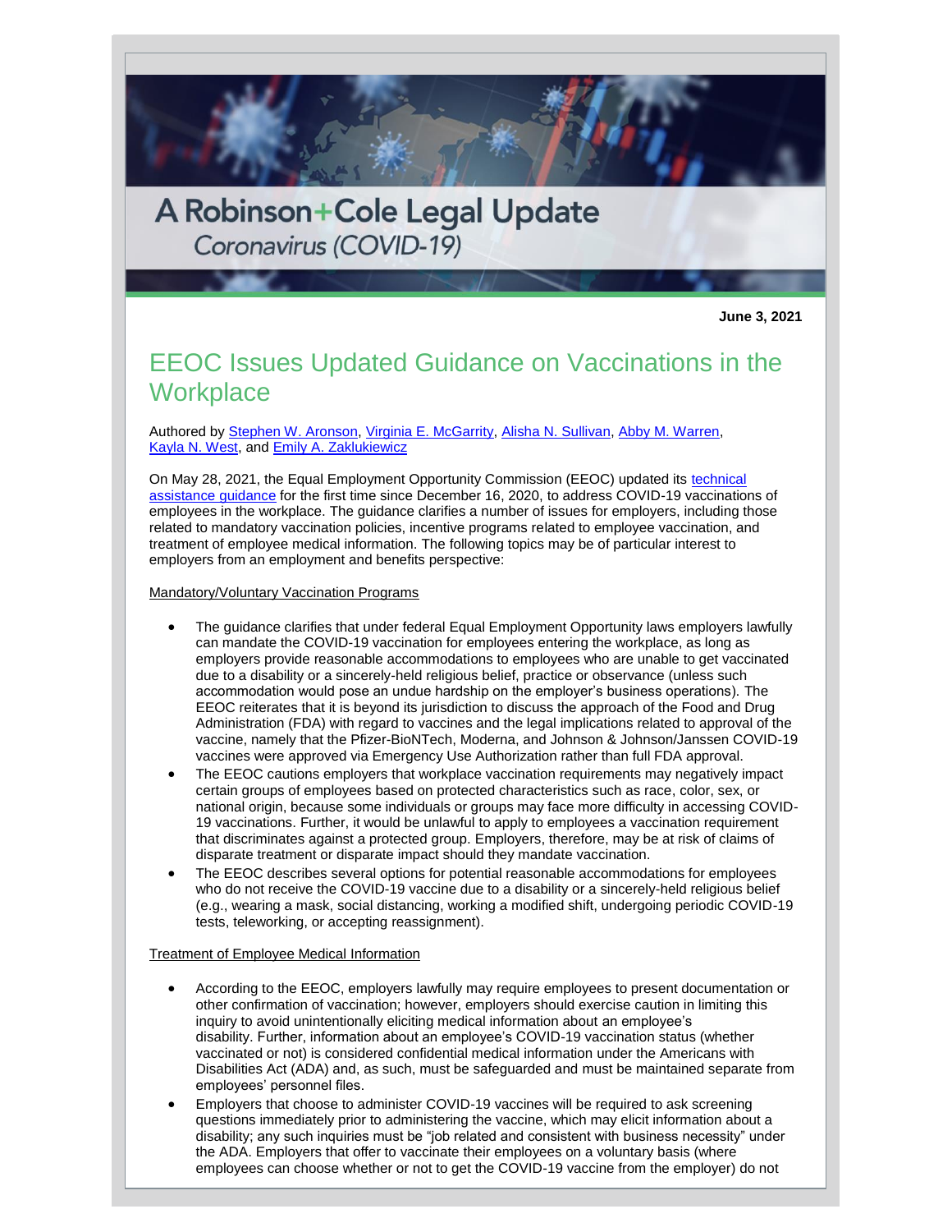# A Robinson+Cole Legal Update

*Coronavirus (COVID-19)*

**June 3, 2021**

## EEOC Issues Updated Guidance on Vaccinations in the Workplace

Authored by Stephen W. Aronson, Virginia E. McGarrity, Alisha N. Sullivan, Abby M. Warren, Kayla N. West, and Emily A. Zaklukiewicz

On May 28, 2021, the Equal Employment Opportunity Commission (EEOC) updated its technical assistance guidance for the first time since December 16, 2020, to address COVID-19 vaccinations of employees in the workplace. The guidance clarifies a number of issues for employers, including those related to mandatory vaccination policies, incentive programs related to employee vaccination, and treatment of employee medical information. The following topics may be of particular interest to employers from an employment and benefits perspective:

Mandatory/Voluntary Vaccination Programs

- The guidance clarifies that under federal Equal Employment Opportunity laws employers lawfully can mandate the COVID-19 vaccination for employees entering the workplace, as long as employers provide reasonable accommodations to employees who are unable to get vaccinated due to a disability or a sincerely-held religious belief, practice or observance (unless such accommodation would pose an undue hardship on the employer's business operations). The EEOC reiterates that it is beyond its jurisdiction to discuss the approach of the Food and Drug Administration (FDA) with regard to vaccines and the legal implications related to approval of the vaccine, namely that the Pfizer-BioNTech, Moderna, and Johnson & Johnson/Janssen COVID-19 vaccines were approved via Emergency Use Authorization rather than full FDA approval.
- The EEOC cautions employers that workplace vaccination requirements may negatively impact certain groups of employees based on protected characteristics such as race, color, sex, or national origin, because some individuals or groups may face more difficulty in accessing COVID-19 vaccinations. Further, it would be unlawful to apply to employees a vaccination requirement that discriminates against a protected group. Employers, therefore, may be at risk of claims of disparate treatment or disparate impact should they mandate vaccination.
- The EEOC describes several options for potential reasonable accommodations for employees who do not receive the COVID-19 vaccine due to a disability or a sincerely-held religious belief (e.g., wearing a mask, social distancing, working a modified shift, undergoing periodic COVID-19 tests, teleworking, or accepting reassignment).

Treatment of Employee Medical Information

- According to the EEOC, employers lawfully may require employees to present documentation or other confirmation of vaccination; however, employers should exercise caution in limiting this inquiry to avoid unintentionally eliciting medical information about an employee's disability. Further, information about an employee's COVID-19 vaccination status (whether vaccinated or not) is considered confidential medical information under the Americans with Disabilities Act (ADA) and, as such, must be safeguarded and must be maintained separate from employees' personnel files.
- Employers that choose to administer COVID-19 vaccines will be required to ask screening questions immediately prior to administering the vaccine, which may elicit information about a disability; any such inquiries must be "job related and consistent with business necessity" under the ADA. Employers that offer to vaccinate their employees on a voluntary basis (where employees can choose whether or not to get the COVID-19 vaccine from the employer) do not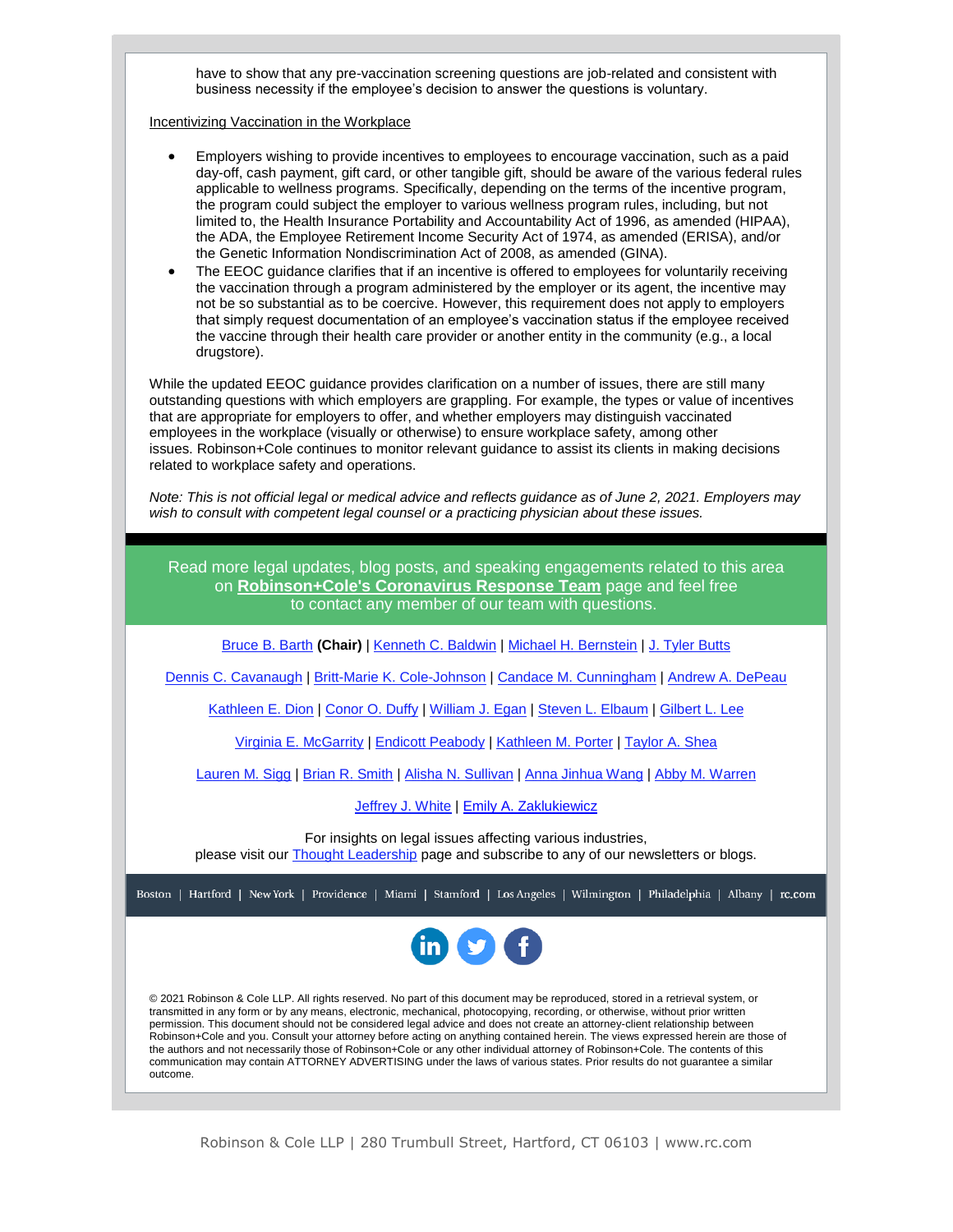have to show that any pre-vaccination screening questions are job-related and consistent with business necessity if the employee's decision to answer the questions is voluntary.

Incentivizing Vaccination in the Workplace

- Employers wishing to provide incentives to employees to encourage vaccination, such as a paid day-off, cash payment, gift card, or other tangible gift, should be aware of the various federal rules applicable to wellness programs. Specifically, depending on the terms of the incentive program, the program could subject the employer to various wellness program rules, including, but not limited to, the Health Insurance Portability and Accountability Act of 1996, as amended (HIPAA), the ADA, the Employee Retirement Income Security Act of 1974, as amended (ERISA), and/or the Genetic Information Nondiscrimination Act of 2008, as amended (GINA).
- The EEOC guidance clarifies that if an incentive is offered to employees for voluntarily receiving the vaccination through a program administered by the employer or its agent, the incentive may not be so substantial as to be coercive. However, this requirement does not apply to employers that simply request documentation of an employee's vaccination status if the employee received the vaccine through their health care provider or another entity in the community (e.g., a local drugstore).

While the updated EEOC guidance provides clarification on a number of issues, there are still many outstanding questions with which employers are grappling. For example, the types or value of incentives that are appropriate for employers to offer, and whether employers may distinguish vaccinated employees in the workplace (visually or otherwise) to ensure workplace safety, among other issues. Robinson+Cole continues to monitor relevant guidance to assist its clients in making decisions related to workplace safety and operations.

*Note: This is not official legal or medical advice and reflects guidance as of June 2, 2021. Employers may wish to consult with competent legal counsel or a practicing physician about these issues.*

Read more legal updates, blog posts, and speaking engagements related to this area on **Robinson+Cole's Coronavirus Response Team** page and feel free to contact any member of our team with questions.

Bruce B. Barth **(Chair)** | Kenneth C. Baldwin | Michael H. Bernstein | J. Tyler Butts

Dennis C. Cavanaugh | Britt-Marie K. Cole-Johnson | Candace M. Cunningham | Andrew A. DePeau

Kathleen E. Dion | Conor O. Duffy | William J. Egan | Steven L. Elbaum | Gilbert L. Lee

Virginia E. McGarrity | Endicott Peabody | Kathleen M. Porter | Taylor A. Shea

Lauren M. Sigg | Brian R. Smith | Alisha N. Sullivan | Anna Jinhua Wang | Abby M. Warren

Jeffrey J. White | Emily A. Zaklukiewicz

For insights on legal issues affecting various industries, please visit our Thought Leadership page and subscribe to any of our newsletters or blogs.

Boston | Hartford | New York | Providence | Miami | Stamford | Los Angeles | Wilmington | Philadelphia | Albany | rc.com

© 2021 Robinson & Cole LLP. All rights reserved. No part of this document may be reproduced, stored in a retrieval system, or transmitted in any form or by any means, electronic, mechanical, photocopying, recording, or otherwise, without prior written permission. This document should not be considered legal advice and does not create an attorney-client relationship between Robinson+Cole and you. Consult your attorney before acting on anything contained herein. The views expressed herein are those of the authors and not necessarily those of Robinson+Cole or any other individual attorney of Robinson+Cole. The contents of this communication may contain ATTORNEY ADVERTISING under the laws of various states. Prior results do not guarantee a similar outcome.

Robinson & Cole LLP | 280 Trumbull Street, Hartford, CT 06103 | www.rc.com